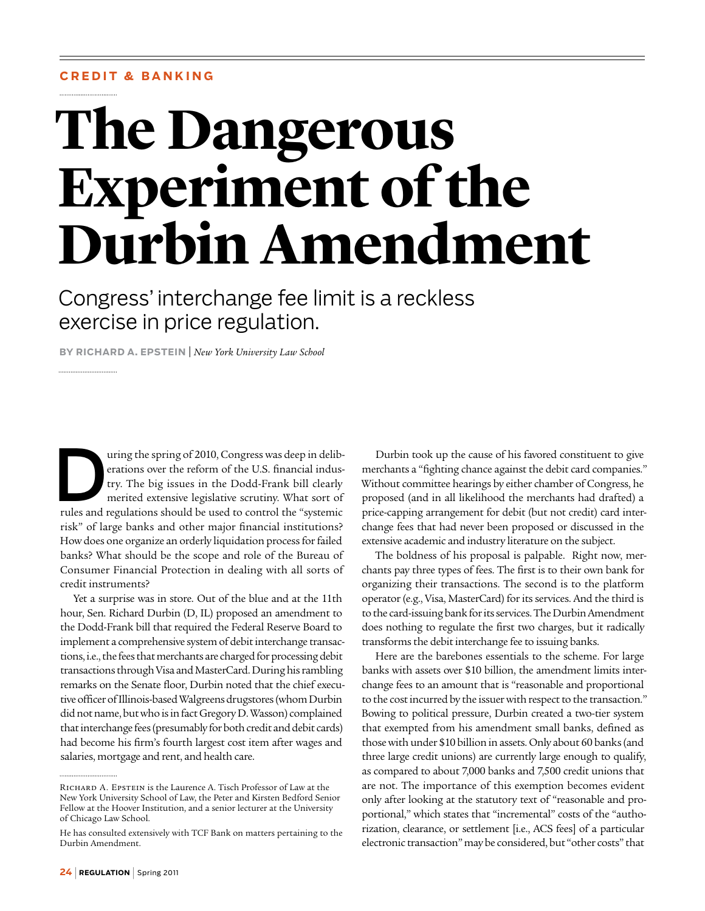**CREDIT & BANKING**

# The Dangerous Experiment of the Durbin Amendment

## Congress' interchange fee limit is a reckless exercise in price regulation.

**BY RICHARD A. EPSTEIN** | *New York University Law School*

During the spring of 2010, Congress was deep in deliberations over the reform of the U.S. financial industry. The big issues in the Dodd-Frank bill clearly merited extensive legislative scrutiny. What sort of rules and regulations should be used to control the "systemic risk" of large banks and other major financial institutions? How does one organize an orderly liquidation process for failed banks? What should be the scope and role of the Bureau of Consumer Financial Protection in dealing with all sorts of credit instruments?

Yet a surprise was in store. Out of the blue and at the 11th hour, Sen. Richard Durbin (D, IL) proposed an amendment to the Dodd-Frank bill that required the Federal Reserve Board to implement a comprehensive system of debit interchange transactions, i.e., the fees that merchants are charged for processing debit transactions through Visa and MasterCard. During his rambling remarks on the Senate floor, Durbin noted that the chief executive officer of Illinois-based Walgreens drugstores (whom Durbin did not name, but who is in fact Gregory D. Wasson) complained that interchange fees (presumably for both credit and debit cards) had become his firm's fourth largest cost item after wages and salaries, mortgage and rent, and health care.

Richard A. Epstein is the Laurence A. Tisch Professor of Law at the New York University School of Law, the Peter and Kirsten Bedford Senior Fellow at the Hoover Institution, and a senior lecturer at the University of Chicago Law School.

He has consulted extensively with TCF Bank on matters pertaining to the Durbin Amendment.

Durbin took up the cause of his favored constituent to give merchants a "fighting chance against the debit card companies." Without committee hearings by either chamber of Congress, he proposed (and in all likelihood the merchants had drafted) a price-capping arrangement for debit (but not credit) card interchange fees that had never been proposed or discussed in the extensive academic and industry literature on the subject.

The boldness of his proposal is palpable. Right now, merchants pay three types of fees. The first is to their own bank for organizing their transactions. The second is to the platform operator (e.g., Visa, MasterCard) for its services. And the third is to the card-issuing bank for its services. The Durbin Amendment does nothing to regulate the first two charges, but it radically transforms the debit interchange fee to issuing banks.

Here are the barebones essentials to the scheme. For large banks with assets over $10 billion, the amendment limits interchange fees to an amount that is "reasonable and proportional to the cost incurred by the issuer with respect to the transaction." Bowing to political pressure, Durbin created a two-tier system that exempted from his amendment small banks, defined as those with under $10 billion in assets. Only about 60 banks (and three large credit unions) are currently large enough to qualify, as compared to about 7,000 banks and 7,500 credit unions that are not. The importance of this exemption becomes evident only after looking at the statutory text of "reasonable and proportional," which states that "incremental" costs of the "authorization, clearance, or settlement [i.e., ACS fees] of a particular electronic transaction" may be considered, but "other costs" that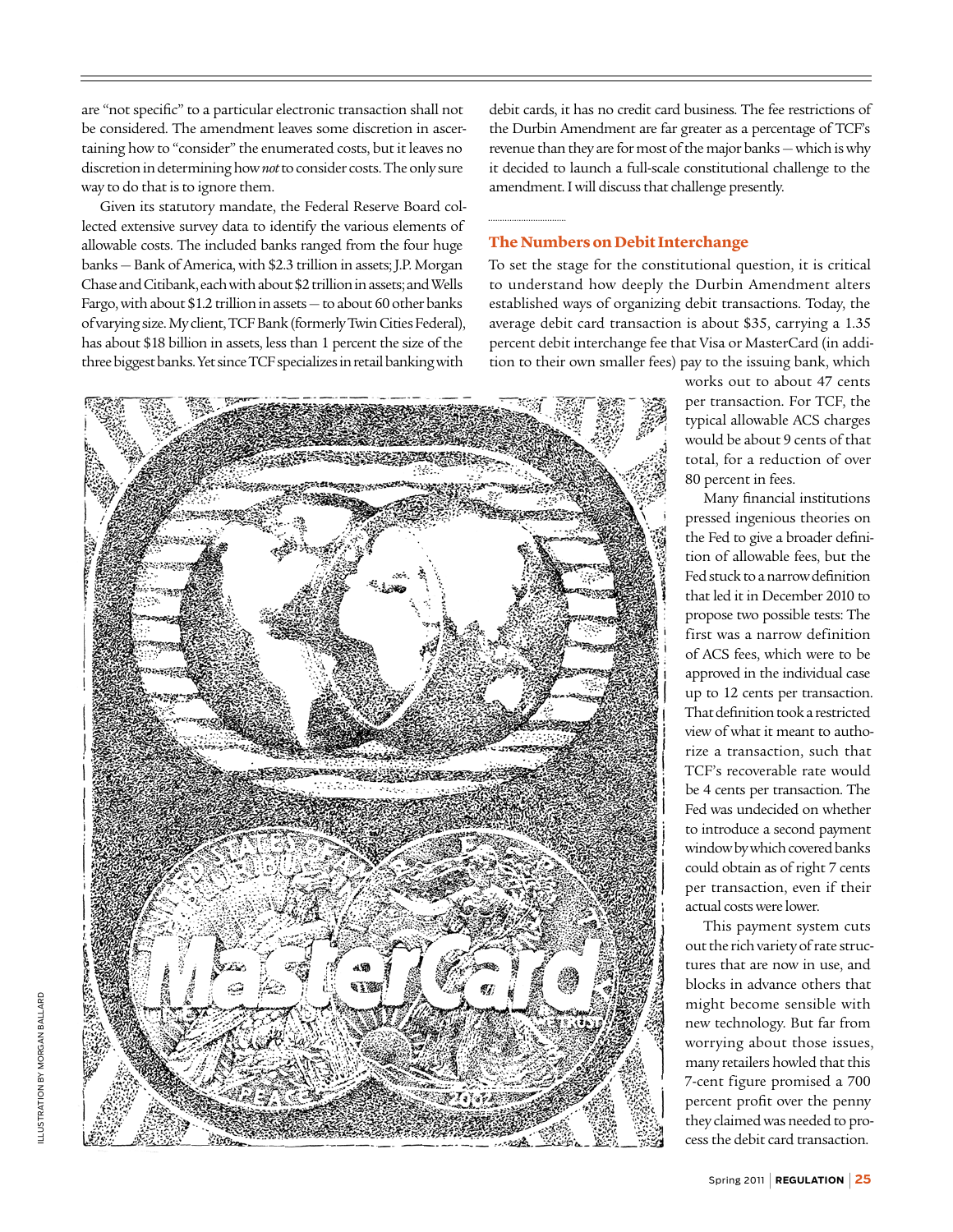are "not specific" to a particular electronic transaction shall not be considered. The amendment leaves some discretion in ascertaining how to "consider" the enumerated costs, but it leaves no discretion in determining how *not* to consider costs. The only sure way to do that is to ignore them.

Given its statutory mandate, the Federal Reserve Board collected extensive survey data to identify the various elements of allowable costs. The included banks ranged from the four huge banks — Bank of America, with $2.3 trillion in assets; J.P. Morgan Chase and Citibank, each with about $2 trillion in assets; and Wells Fargo, with about $1.2 trillion in assets — to about 60 other banks of varying size. My client, TCF Bank (formerly Twin Cities Federal), has about $18 billion in assets, less than 1 percent the size of the three biggest banks. Yet since TCF specializes in retail banking with debit cards, it has no credit card business. The fee restrictions of the Durbin Amendment are far greater as a percentage of TCF's revenue than they are for most of the major banks — which is why it decided to launch a full-scale constitutional challenge to the amendment. I will discuss that challenge presently.

## The Numbers on Debit Interchange

To set the stage for the constitutional question, it is critical to understand how deeply the Durbin Amendment alters established ways of organizing debit transactions. Today, the average debit card transaction is about $35, carrying a 1.35 percent debit interchange fee that Visa or MasterCard (in addition to their own smaller fees) pay to the issuing bank, which works out to about 47 cents per transaction. For TCF, the typical allowable ACS charges would be about 9 cents of that total, for a reduction of over 80 percent in fees.

Many financial institutions pressed ingenious theories on the Fed to give a broader definition of allowable fees, but the Fed stuck to a narrow definition that led it in December 2010 to propose two possible tests: The first was a narrow definition of ACS fees, which were to be approved in the individual case up to 12 cents per transaction. That definition took a restricted view of what it meant to authorize a transaction, such that TCF's recoverable rate would be 4 cents per transaction. The Fed was undecided on whether to introduce a second payment window by which covered banks could obtain as of right 7 cents per transaction, even if their actual costs were lower.

This payment system cuts out the rich variety of rate structures that are now in use, and blocks in advance others that might become sensible with new technology. But far from worrying about those issues, many retailers howled that this 7-cent figure promised a 700 percent profit over the penny they claimed was needed to process the debit card transaction.

ILLUSTRATION BY MORGAN BALLARD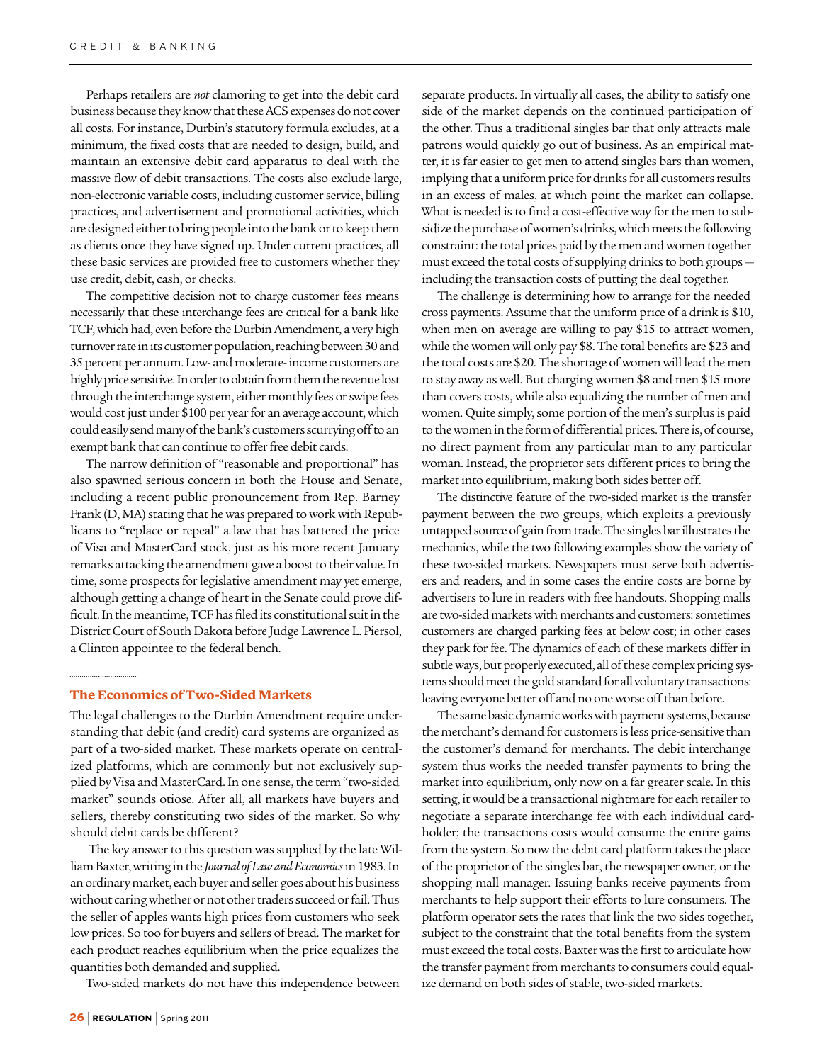Perhaps retailers are *not* clamoring to get into the debit card business because they know that these ACS expenses do not cover all costs. For instance, Durbin's statutory formula excludes, at a minimum, the fixed costs that are needed to design, build, and maintain an extensive debit card apparatus to deal with the massive flow of debit transactions. The costs also exclude large, non-electronic variable costs, including customer service, billing practices, and advertisement and promotional activities, which are designed either to bring people into the bank or to keep them as clients once they have signed up. Under current practices, all these basic services are provided free to customers whether they use credit, debit, cash, or checks.

The competitive decision not to charge customer fees means necessarily that these interchange fees are critical for a bank like TCF, which had, even before the Durbin Amendment, a very high turnover rate in its customer population, reaching between 30 and 35 percent per annum. Low- and moderate-income customers are highly price sensitive. In order to obtain from them the revenue lost through the interchange system, either monthly fees or swipe fees would cost just under $100 per year for an average account, which could easily send many of the bank's customers scurrying off to an exempt bank that can continue to offer free debit cards.

The narrow definition of "reasonable and proportional" has also spawned serious concern in both the House and Senate, including a recent public pronouncement from Rep. Barney Frank (D, MA) stating that he was prepared to work with Republicans to "replace or repeal" a law that has battered the price of Visa and MasterCard stock, just as his more recent January remarks attacking the amendment gave a boost to their value. In time, some prospects for legislative amendment may yet emerge, although getting a change of heart in the Senate could prove difficult. In the meantime, TCF has filed its constitutional suit in the District Court of South Dakota before Judge Lawrence L. Piersol, a Clinton appointee to the federal bench.

## The Economics of Two-Sided Markets

The legal challenges to the Durbin Amendment require understanding that debit (and credit) card systems are organized as part of a two-sided market. These markets operate on centralized platforms, which are commonly but not exclusively supplied by Visa and MasterCard. In one sense, the term "two-sided market" sounds otiose. After all, all markets have buyers and sellers, thereby constituting two sides of the market. So why should debit cards be different?

The key answer to this question was supplied by the late William Baxter, writing in the *Journal of Law and Economics* in 1983. In an ordinary market, each buyer and seller goes about his business without caring whether or not other traders succeed or fail. Thus the seller of apples wants high prices from customers who seek low prices. So too for buyers and sellers of bread. The market for each product reaches equilibrium when the price equalizes the quantities both demanded and supplied.

Two-sided markets do not have this independence between separate products. In virtually all cases, the ability to satisfy one side of the market depends on the continued participation of the other. Thus a traditional singles bar that only attracts male patrons would quickly go out of business. As an empirical matter, it is far easier to get men to attend singles bars than women, implying that a uniform price for drinks for all customers results in an excess of males, at which point the market can collapse. What is needed is to find a cost-effective way for the men to subsidize the purchase of women's drinks, which meets the following constraint: the total prices paid by the men and women together must exceed the total costs of supplying drinks to both groups — including the transaction costs of putting the deal together.

The challenge is determining how to arrange for the needed cross payments. Assume that the uniform price of a drink is $10, when men on average are willing to pay $15 to attract women, while the women will only pay $8. The total benefits are $23 and the total costs are $20. The shortage of women will lead the men to stay away as well. But charging women $8 and men $15 more than covers costs, while also equalizing the number of men and women. Quite simply, some portion of the men's surplus is paid to the women in the form of differential prices. There is, of course, no direct payment from any particular man to any particular woman. Instead, the proprietor sets different prices to bring the market into equilibrium, making both sides better off.

The distinctive feature of the two-sided market is the transfer payment between the two groups, which exploits a previously untapped source of gain from trade. The singles bar illustrates the mechanics, while the two following examples show the variety of these two-sided markets. Newspapers must serve both advertisers and readers, and in some cases the entire costs are borne by advertisers to lure in readers with free handouts. Shopping malls are two-sided markets with merchants and customers: sometimes customers are charged parking fees at below cost; in other cases they park for fee. The dynamics of each of these markets differ in subtle ways, but properly executed, all of these complex pricing systems should meet the gold standard for all voluntary transactions: leaving everyone better off and no one worse off than before.

The same basic dynamic works with payment systems, because the merchant's demand for customers is less price-sensitive than the customer's demand for merchants. The debit interchange system thus works the needed transfer payments to bring the market into equilibrium, only now on a far greater scale. In this setting, it would be a transactional nightmare for each retailer to negotiate a separate interchange fee with each individual cardholder; the transactions costs would consume the entire gains from the system. So now the debit card platform takes the place of the proprietor of the singles bar, the newspaper owner, or the shopping mall manager. Issuing banks receive payments from merchants to help support their efforts to lure consumers. The platform operator sets the rates that link the two sides together, subject to the constraint that the total benefits from the system must exceed the total costs. Baxter was the first to articulate how the transfer payment from merchants to consumers could equalize demand on both sides of stable, two-sided markets.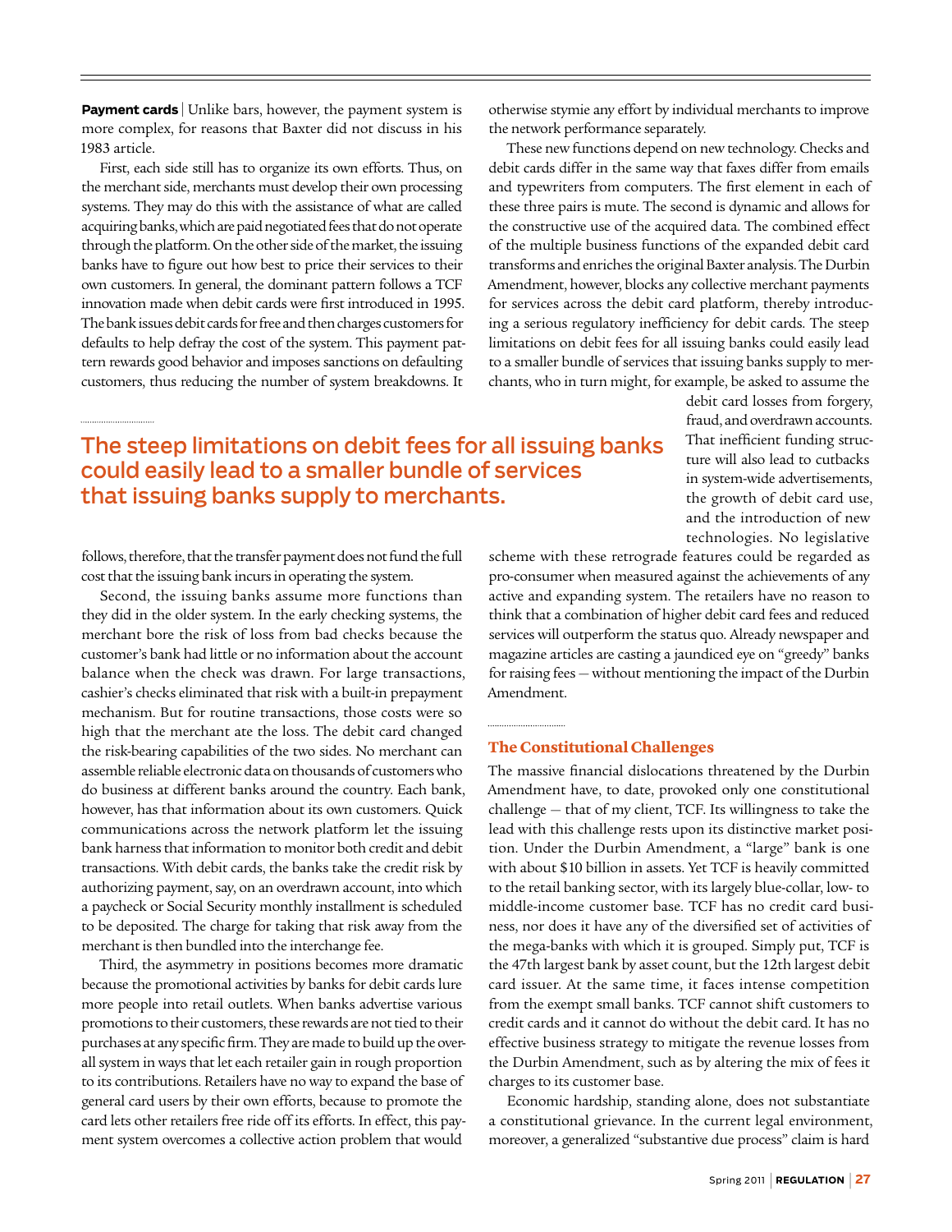**Payment cards** | Unlike bars, however, the payment system is more complex, for reasons that Baxter did not discuss in his 1983 article.

First, each side still has to organize its own efforts. Thus, on the merchant side, merchants must develop their own processing systems. They may do this with the assistance of what are called acquiring banks, which are paid negotiated fees that do not operate through the platform. On the other side of the market, the issuing banks have to figure out how best to price their services to their own customers. In general, the dominant pattern follows a TCF innovation made when debit cards were first introduced in 1995. The bank issues debit cards for free and then charges customers for defaults to help defray the cost of the system. This payment pattern rewards good behavior and imposes sanctions on defaulting customers, thus reducing the number of system breakdowns. It follows, therefore, that the transfer payment does not fund the full cost that the issuing bank incurs in operating the system.

Second, the issuing banks assume more functions than they did in the older system. In the early checking systems, the merchant bore the risk of loss from bad checks because the customer's bank had little or no information about the account balance when the check was drawn. For large transactions, cashier's checks eliminated that risk with a built-in prepayment mechanism. But for routine transactions, those costs were so high that the merchant ate the loss. The debit card changed the risk-bearing capabilities of the two sides. No merchant can assemble reliable electronic data on thousands of customers who do business at different banks around the country. Each bank, however, has that information about its own customers. Quick communications across the network platform let the issuing bank harness that information to monitor both credit and debit transactions. With debit cards, the banks take the credit risk by authorizing payment, say, on an overdrawn account, into which a paycheck or Social Security monthly installment is scheduled to be deposited. The charge for taking that risk away from the merchant is then bundled into the interchange fee.

Third, the asymmetry in positions becomes more dramatic because the promotional activities by banks for debit cards lure more people into retail outlets. When banks advertise various promotions to their customers, these rewards are not tied to their purchases at any specific firm. They are made to build up the overall system in ways that let each retailer gain in rough proportion to its contributions. Retailers have no way to expand the base of general card users by their own efforts, because to promote the card lets other retailers free ride off its efforts. In effect, this payment system overcomes a collective action problem that would otherwise stymie any effort by individual merchants to improve the network performance separately.

These new functions depend on new technology. Checks and debit cards differ in the same way that faxes differ from emails and typewriters from computers. The first element in each of these three pairs is mute. The second is dynamic and allows for the constructive use of the acquired data. The combined effect of the multiple business functions of the expanded debit card transforms and enriches the original Baxter analysis. The Durbin Amendment, however, blocks any collective merchant payments for services across the debit card platform, thereby introducing a serious regulatory inefficiency for debit cards. The steep limitations on debit fees for all issuing banks could easily lead to a smaller bundle of services that issuing banks supply to merchants, who in turn might, for example, be asked to assume the debit card losses from forgery, fraud, and overdrawn accounts. That inefficient funding structure will also lead to cutbacks in system-wide advertisements, the growth of debit card use, and the introduction of new technologies. No legislative scheme with these retrograde features could be regarded as pro-consumer when measured against the achievements of any active and expanding system. The retailers have no reason to think that a combination of higher debit card fees and reduced services will outperform the status quo. Already newspaper and magazine articles are casting a jaundiced eye on "greedy" banks for raising fees — without mentioning the impact of the Durbin Amendment.

> The steep limitations on debit fees for all issuing banks could easily lead to a smaller bundle of services that issuing banks supply to merchants.

## The Constitutional Challenges

The massive financial dislocations threatened by the Durbin Amendment have, to date, provoked only one constitutional challenge — that of my client, TCF. Its willingness to take the lead with this challenge rests upon its distinctive market position. Under the Durbin Amendment, a "large" bank is one with about $10 billion in assets. Yet TCF is heavily committed to the retail banking sector, with its largely blue-collar, low- to middle-income customer base. TCF has no credit card business, nor does it have any of the diversified set of activities of the mega-banks with which it is grouped. Simply put, TCF is the 47th largest bank by asset count, but the 12th largest debit card issuer. At the same time, it faces intense competition from the exempt small banks. TCF cannot shift customers to credit cards and it cannot do without the debit card. It has no effective business strategy to mitigate the revenue losses from the Durbin Amendment, such as by altering the mix of fees it charges to its customer base.

Economic hardship, standing alone, does not substantiate a constitutional grievance. In the current legal environment, moreover, a generalized "substantive due process" claim is hard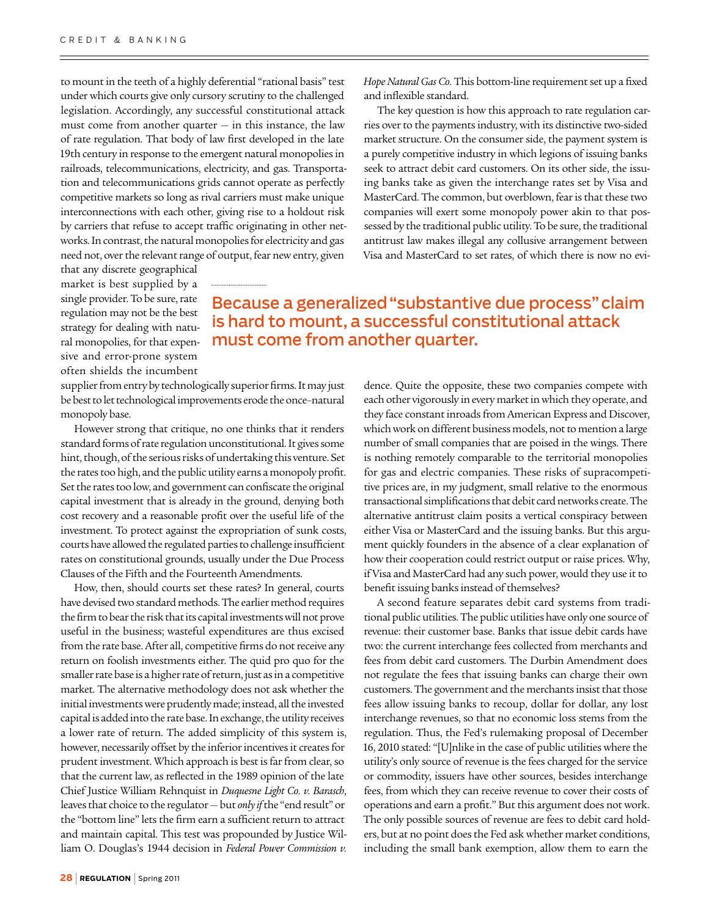to mount in the teeth of a highly deferential "rational basis" test under which courts give only cursory scrutiny to the challenged legislation. Accordingly, any successful constitutional attack must come from another quarter — in this instance, the law of rate regulation. That body of law first developed in the late 19th century in response to the emergent natural monopolies in railroads, telecommunications, electricity, and gas. Transportation and telecommunications grids cannot operate as perfectly competitive markets so long as rival carriers must make unique interconnections with each other, giving rise to a holdout risk by carriers that refuse to accept traffic originating in other networks. In contrast, the natural monopolies for electricity and gas need not, over the relevant range of output, fear new entry, given that any discrete geographical market is best supplied by a single provider. To be sure, rate regulation may not be the best strategy for dealing with natural monopolies, for that expensive and error-prone system often shields the incumbent supplier from entry by technologically superior firms. It may just be best to let technological improvements erode the once-natural monopoly base.

However strong that critique, no one thinks that it renders standard forms of rate regulation unconstitutional. It gives some hint, though, of the serious risks of undertaking this venture. Set the rates too high, and the public utility earns a monopoly profit. Set the rates too low, and government can confiscate the original capital investment that is already in the ground, denying both cost recovery and a reasonable profit over the useful life of the investment. To protect against the expropriation of sunk costs, courts have allowed the regulated parties to challenge insufficient rates on constitutional grounds, usually under the Due Process Clauses of the Fifth and the Fourteenth Amendments.

How, then, should courts set these rates? In general, courts have devised two standard methods. The earlier method requires the firm to bear the risk that its capital investments will not prove useful in the business; wasteful expenditures are thus excised from the rate base. After all, competitive firms do not receive any return on foolish investments either. The quid pro quo for the smaller rate base is a higher rate of return, just as in a competitive market. The alternative methodology does not ask whether the initial investments were prudently made; instead, all the invested capital is added into the rate base. In exchange, the utility receives a lower rate of return. The added simplicity of this system is, however, necessarily offset by the inferior incentives it creates for prudent investment. Which approach is best is far from clear, so that the current law, as reflected in the 1989 opinion of the late Chief Justice William Rehnquist in *Duquesne Light Co. v. Barasch*, leaves that choice to the regulator — but *only if* the "end result" or the "bottom line" lets the firm earn a sufficient return to attract and maintain capital. This test was propounded by Justice William O. Douglas's 1944 decision in *Federal Power Commission v. Hope Natural Gas Co.* This bottom-line requirement set up a fixed and inflexible standard.

> **Because a generalized "substantive due process" claim is hard to mount, a successful constitutional attack must come from another quarter.**

The key question is how this approach to rate regulation carries over to the payments industry, with its distinctive two-sided market structure. On the consumer side, the payment system is a purely competitive industry in which legions of issuing banks seek to attract debit card customers. On its other side, the issuing banks take as given the interchange rates set by Visa and MasterCard. The common, but overblown, fear is that these two companies will exert some monopoly power akin to that possessed by the traditional public utility. To be sure, the traditional antitrust law makes illegal any collusive arrangement between Visa and MasterCard to set rates, of which there is now no evidence. Quite the opposite, these two companies compete with each other vigorously in every market in which they operate, and they face constant inroads from American Express and Discover, which work on different business models, not to mention a large number of small companies that are poised in the wings. There is nothing remotely comparable to the territorial monopolies for gas and electric companies. These risks of supracompetitive prices are, in my judgment, small relative to the enormous transactional simplifications that debit card networks create. The alternative antitrust claim posits a vertical conspiracy between either Visa or MasterCard and the issuing banks. But this argument quickly founders in the absence of a clear explanation of how their cooperation could restrict output or raise prices. Why, if Visa and MasterCard had any such power, would they use it to benefit issuing banks instead of themselves?

A second feature separates debit card systems from traditional public utilities. The public utilities have only one source of revenue: their customer base. Banks that issue debit cards have two: the current interchange fees collected from merchants and fees from debit card customers. The Durbin Amendment does not regulate the fees that issuing banks can charge their own customers. The government and the merchants insist that those fees allow issuing banks to recoup, dollar for dollar, any lost interchange revenues, so that no economic loss stems from the regulation. Thus, the Fed's rulemaking proposal of December 16, 2010 stated: "[U]nlike in the case of public utilities where the utility's only source of revenue is the fees charged for the service or commodity, issuers have other sources, besides interchange fees, from which they can receive revenue to cover their costs of operations and earn a profit." But this argument does not work. The only possible sources of revenue are fees to debit card holders, but at no point does the Fed ask whether market conditions, including the small bank exemption, allow them to earn the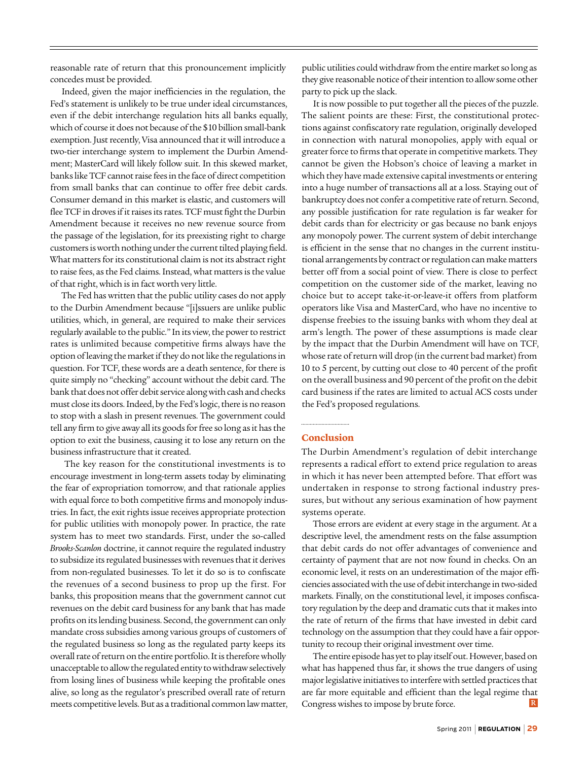reasonable rate of return that this pronouncement implicitly concedes must be provided.

Indeed, given the major inefficiencies in the regulation, the Fed's statement is unlikely to be true under ideal circumstances, even if the debit interchange regulation hits all banks equally, which of course it does not because of the $10 billion small-bank exemption. Just recently, Visa announced that it will introduce a two-tier interchange system to implement the Durbin Amendment; MasterCard will likely follow suit. In this skewed market, banks like TCF cannot raise fees in the face of direct competition from small banks that can continue to offer free debit cards. Consumer demand in this market is elastic, and customers will flee TCF in droves if it raises its rates. TCF must fight the Durbin Amendment because it receives no new revenue source from the passage of the legislation, for its preexisting right to charge customers is worth nothing under the current tilted playing field. What matters for its constitutional claim is not its abstract right to raise fees, as the Fed claims. Instead, what matters is the value of that right, which is in fact worth very little.

The Fed has written that the public utility cases do not apply to the Durbin Amendment because "[i]ssuers are unlike public utilities, which, in general, are required to make their services regularly available to the public." In its view, the power to restrict rates is unlimited because competitive firms always have the option of leaving the market if they do not like the regulations in question. For TCF, these words are a death sentence, for there is quite simply no "checking" account without the debit card. The bank that does not offer debit service along with cash and checks must close its doors. Indeed, by the Fed's logic, there is no reason to stop with a slash in present revenues. The government could tell any firm to give away all its goods for free so long as it has the option to exit the business, causing it to lose any return on the business infrastructure that it created.

The key reason for the constitutional investments is to encourage investment in long-term assets today by eliminating the fear of expropriation tomorrow, and that rationale applies with equal force to both competitive firms and monopoly industries. In fact, the exit rights issue receives appropriate protection for public utilities with monopoly power. In practice, the rate system has to meet two standards. First, under the so-called *Brooks-Scanlon* doctrine, it cannot require the regulated industry to subsidize its regulated businesses with revenues that it derives from non-regulated businesses. To let it do so is to confiscate the revenues of a second business to prop up the first. For banks, this proposition means that the government cannot cut revenues on the debit card business for any bank that has made profits on its lending business. Second, the government can only mandate cross subsidies among various groups of customers of the regulated business so long as the regulated party keeps its overall rate of return on the entire portfolio. It is therefore wholly unacceptable to allow the regulated entity to withdraw selectively from losing lines of business while keeping the profitable ones alive, so long as the regulator's prescribed overall rate of return meets competitive levels. But as a traditional common law matter, public utilities could withdraw from the entire market so long as they give reasonable notice of their intention to allow some other party to pick up the slack.

It is now possible to put together all the pieces of the puzzle. The salient points are these: First, the constitutional protections against confiscatory rate regulation, originally developed in connection with natural monopolies, apply with equal or greater force to firms that operate in competitive markets. They cannot be given the Hobson's choice of leaving a market in which they have made extensive capital investments or entering into a huge number of transactions all at a loss. Staying out of bankruptcy does not confer a competitive rate of return. Second, any possible justification for rate regulation is far weaker for debit cards than for electricity or gas because no bank enjoys any monopoly power. The current system of debit interchange is efficient in the sense that no changes in the current institutional arrangements by contract or regulation can make matters better off from a social point of view. There is close to perfect competition on the customer side of the market, leaving no choice but to accept take-it-or-leave-it offers from platform operators like Visa and MasterCard, who have no incentive to dispense freebies to the issuing banks with whom they deal at arm's length. The power of these assumptions is made clear by the impact that the Durbin Amendment will have on TCF, whose rate of return will drop (in the current bad market) from 10 to 5 percent, by cutting out close to 40 percent of the profit on the overall business and 90 percent of the profit on the debit card business if the rates are limited to actual ACS costs under the Fed's proposed regulations.

## Conclusion

The Durbin Amendment's regulation of debit interchange represents a radical effort to extend price regulation to areas in which it has never been attempted before. That effort was undertaken in response to strong factional industry pressures, but without any serious examination of how payment systems operate.

Those errors are evident at every stage in the argument. At a descriptive level, the amendment rests on the false assumption that debit cards do not offer advantages of convenience and certainty of payment that are not now found in checks. On an economic level, it rests on an underestimation of the major efficiencies associated with the use of debit interchange in two-sided markets. Finally, on the constitutional level, it imposes confiscatory regulation by the deep and dramatic cuts that it makes into the rate of return of the firms that have invested in debit card technology on the assumption that they could have a fair opportunity to recoup their original investment over time.

The entire episode has yet to play itself out. However, based on what has happened thus far, it shows the true dangers of using major legislative initiatives to interfere with settled practices that are far more equitable and efficient than the legal regime that Congress wishes to impose by brute force.